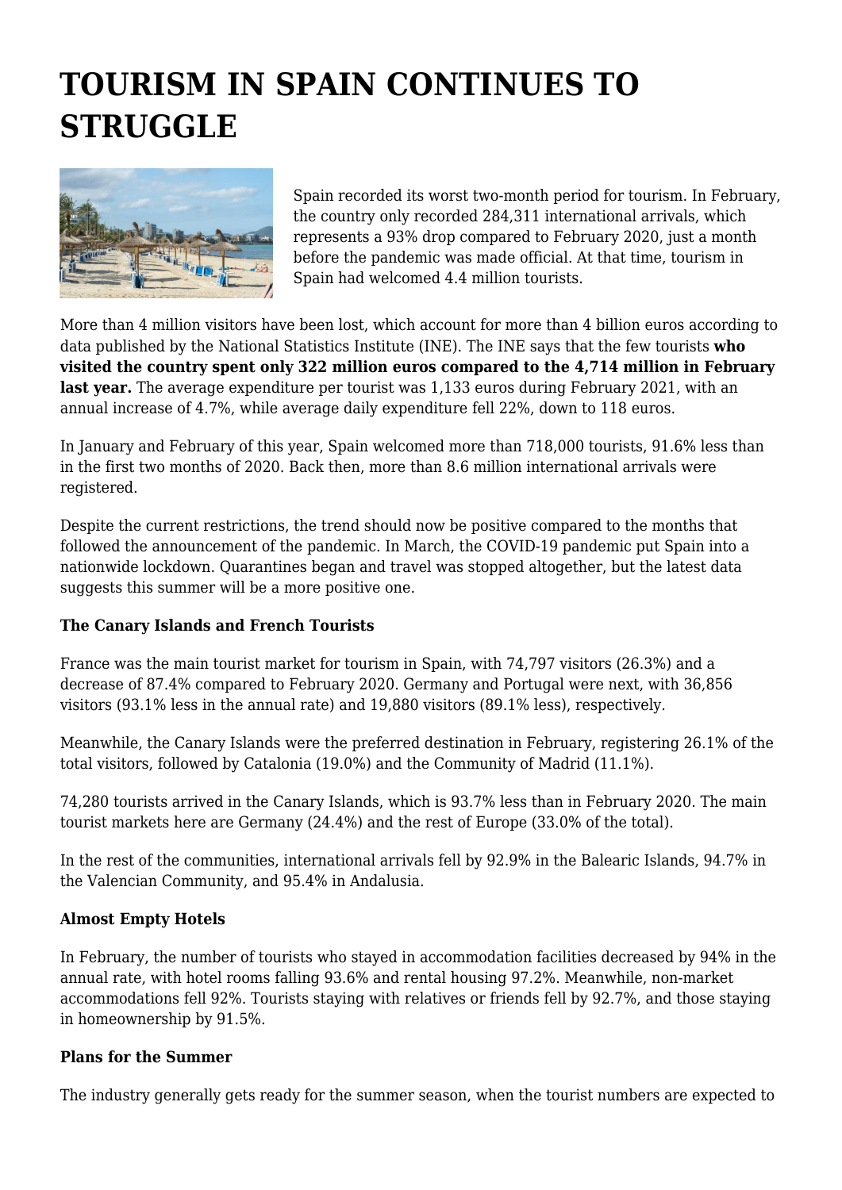# TOURISM IN SPAIN CONTINUES TO STRUGGLE

Spain recorded its worst two-month period for tourism. In February, the country only recorded 284,311 international arrivals, which represents a 93% drop compared to February 2020, just a month before the pandemic was made official. At that time, tourism in Spain had welcomed 4.4 million tourists.

More than 4 million visitors have been lost, which account for more than 4 billion euros according to data published by the National Statistics Institute (INE). The INE says that the few tourists **who visited the country spent only 322 million euros compared to the 4,714 million in February last year.** The average expenditure per tourist was 1,133 euros during February 2021, with an annual increase of 4.7%, while average daily expenditure fell 22%, down to 118 euros.

In January and February of this year, Spain welcomed more than 718,000 tourists, 91.6% less than in the first two months of 2020. Back then, more than 8.6 million international arrivals were registered.

Despite the current restrictions, the trend should now be positive compared to the months that followed the announcement of the pandemic. In March, the COVID-19 pandemic put Spain into a nationwide lockdown. Quarantines began and travel was stopped altogether, but the latest data suggests this summer will be a more positive one.

**The Canary Islands and French Tourists**

France was the main tourist market for tourism in Spain, with 74,797 visitors (26.3%) and a decrease of 87.4% compared to February 2020. Germany and Portugal were next, with 36,856 visitors (93.1% less in the annual rate) and 19,880 visitors (89.1% less), respectively.

Meanwhile, the Canary Islands were the preferred destination in February, registering 26.1% of the total visitors, followed by Catalonia (19.0%) and the Community of Madrid (11.1%).

74,280 tourists arrived in the Canary Islands, which is 93.7% less than in February 2020. The main tourist markets here are Germany (24.4%) and the rest of Europe (33.0% of the total).

In the rest of the communities, international arrivals fell by 92.9% in the Balearic Islands, 94.7% in the Valencian Community, and 95.4% in Andalusia.

**Almost Empty Hotels**

In February, the number of tourists who stayed in accommodation facilities decreased by 94% in the annual rate, with hotel rooms falling 93.6% and rental housing 97.2%. Meanwhile, non-market accommodations fell 92%. Tourists staying with relatives or friends fell by 92.7%, and those staying in homeownership by 91.5%.

**Plans for the Summer**

The industry generally gets ready for the summer season, when the tourist numbers are expected to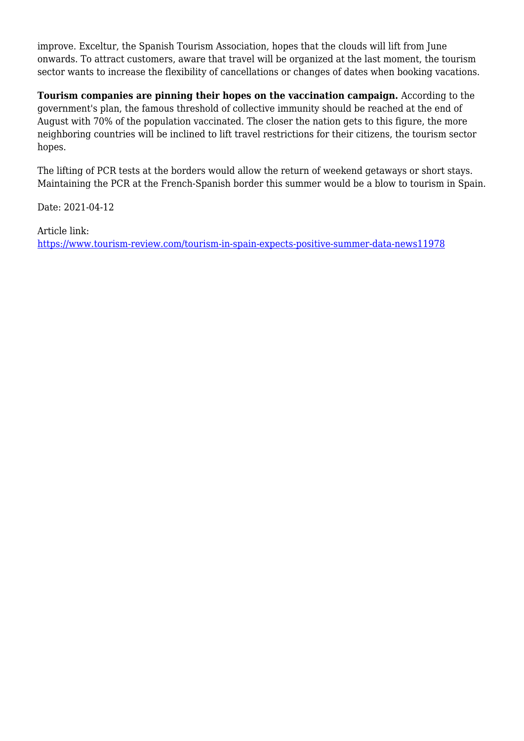improve. Exceltur, the Spanish Tourism Association, hopes that the clouds will lift from June onwards. To attract customers, aware that travel will be organized at the last moment, the tourism sector wants to increase the flexibility of cancellations or changes of dates when booking vacations.

**Tourism companies are pinning their hopes on the vaccination campaign.** According to the government's plan, the famous threshold of collective immunity should be reached at the end of August with 70% of the population vaccinated. The closer the nation gets to this figure, the more neighboring countries will be inclined to lift travel restrictions for their citizens, the tourism sector hopes.

The lifting of PCR tests at the borders would allow the return of weekend getaways or short stays. Maintaining the PCR at the French-Spanish border this summer would be a blow to tourism in Spain.

Date: 2021-04-12

Article link:
[https://www.tourism-review.com/tourism-in-spain-expects-positive-summer-data-news11978](https://www.tourism-review.com/tourism-in-spain-expects-positive-summer-data-news11978)